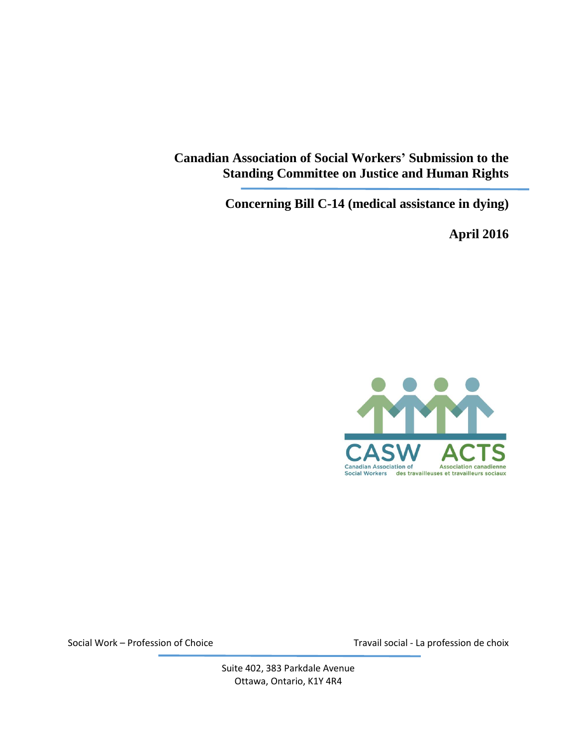# Canadian Association of Social Workers' Submission to the Standing Committee on Justice and Human Rights

## Concerning Bill C-14 (medical assistance in dying)

**April 2016**

CASW ACTS

Canadian Association of Social Workers
Association canadienne des travailleuses et travailleurs sociaux

Social Work – Profession of Choice Travail social - La profession de choix

Suite 402, 383 Parkdale Avenue
Ottawa, Ontario, K1Y 4R4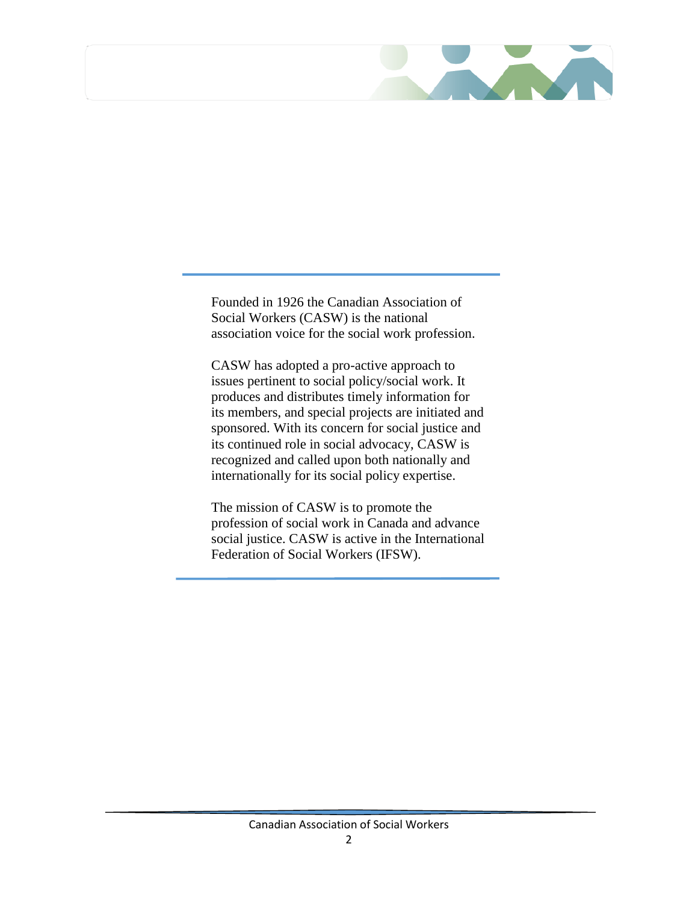Founded in 1926 the Canadian Association of Social Workers (CASW) is the national association voice for the social work profession.

CASW has adopted a pro-active approach to issues pertinent to social policy/social work. It produces and distributes timely information for its members, and special projects are initiated and sponsored. With its concern for social justice and its continued role in social advocacy, CASW is recognized and called upon both nationally and internationally for its social policy expertise.

The mission of CASW is to promote the profession of social work in Canada and advance social justice. CASW is active in the International Federation of Social Workers (IFSW).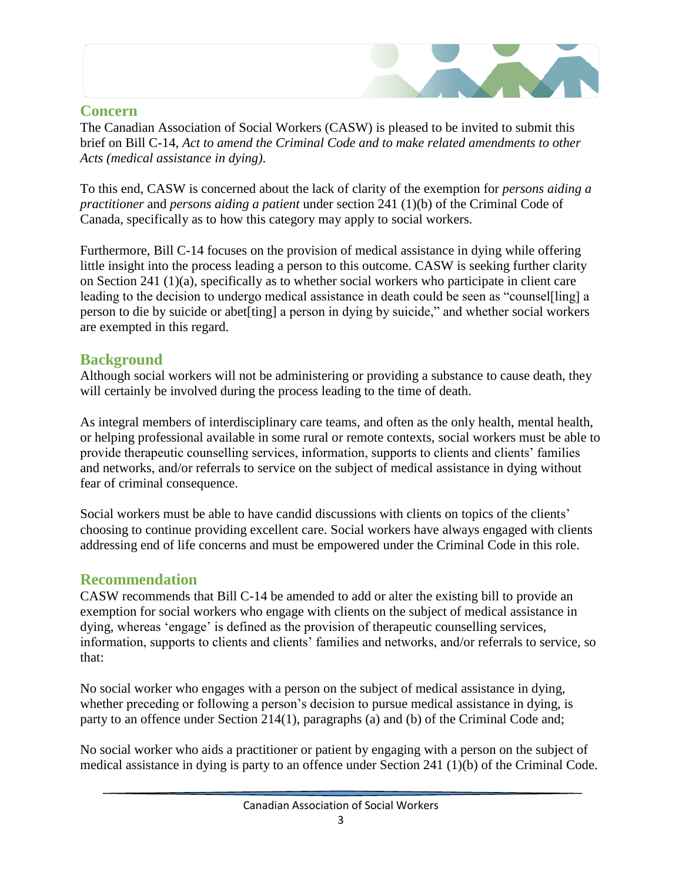## Concern

The Canadian Association of Social Workers (CASW) is pleased to be invited to submit this brief on Bill C-14, *Act to amend the Criminal Code and to make related amendments to other Acts (medical assistance in dying).*

To this end, CASW is concerned about the lack of clarity of the exemption for *persons aiding a practitioner* and *persons aiding a patient* under section 241 (1)(b) of the Criminal Code of Canada, specifically as to how this category may apply to social workers.

Furthermore, Bill C-14 focuses on the provision of medical assistance in dying while offering little insight into the process leading a person to this outcome. CASW is seeking further clarity on Section 241 (1)(a), specifically as to whether social workers who participate in client care leading to the decision to undergo medical assistance in death could be seen as "counsel[ling] a person to die by suicide or abet[ting] a person in dying by suicide," and whether social workers are exempted in this regard.

## Background

Although social workers will not be administering or providing a substance to cause death, they will certainly be involved during the process leading to the time of death.

As integral members of interdisciplinary care teams, and often as the only health, mental health, or helping professional available in some rural or remote contexts, social workers must be able to provide therapeutic counselling services, information, supports to clients and clients' families and networks, and/or referrals to service on the subject of medical assistance in dying without fear of criminal consequence.

Social workers must be able to have candid discussions with clients on topics of the clients' choosing to continue providing excellent care. Social workers have always engaged with clients addressing end of life concerns and must be empowered under the Criminal Code in this role.

## Recommendation

CASW recommends that Bill C-14 be amended to add or alter the existing bill to provide an exemption for social workers who engage with clients on the subject of medical assistance in dying, whereas 'engage' is defined as the provision of therapeutic counselling services, information, supports to clients and clients' families and networks, and/or referrals to service, so that:

No social worker who engages with a person on the subject of medical assistance in dying, whether preceding or following a person's decision to pursue medical assistance in dying, is party to an offence under Section 214(1), paragraphs (a) and (b) of the Criminal Code and;

No social worker who aids a practitioner or patient by engaging with a person on the subject of medical assistance in dying is party to an offence under Section 241 (1)(b) of the Criminal Code.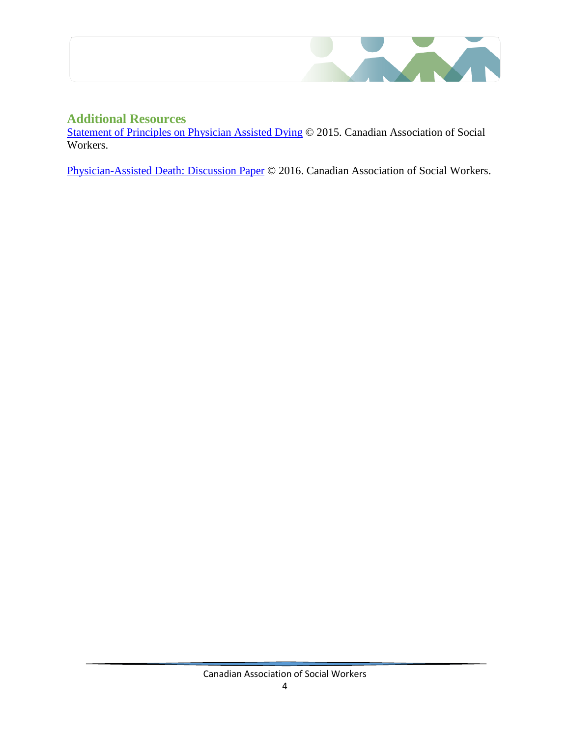## Additional Resources

Statement of Principles on Physician Assisted Dying © 2015. Canadian Association of Social Workers.

Physician-Assisted Death: Discussion Paper © 2016. Canadian Association of Social Workers.